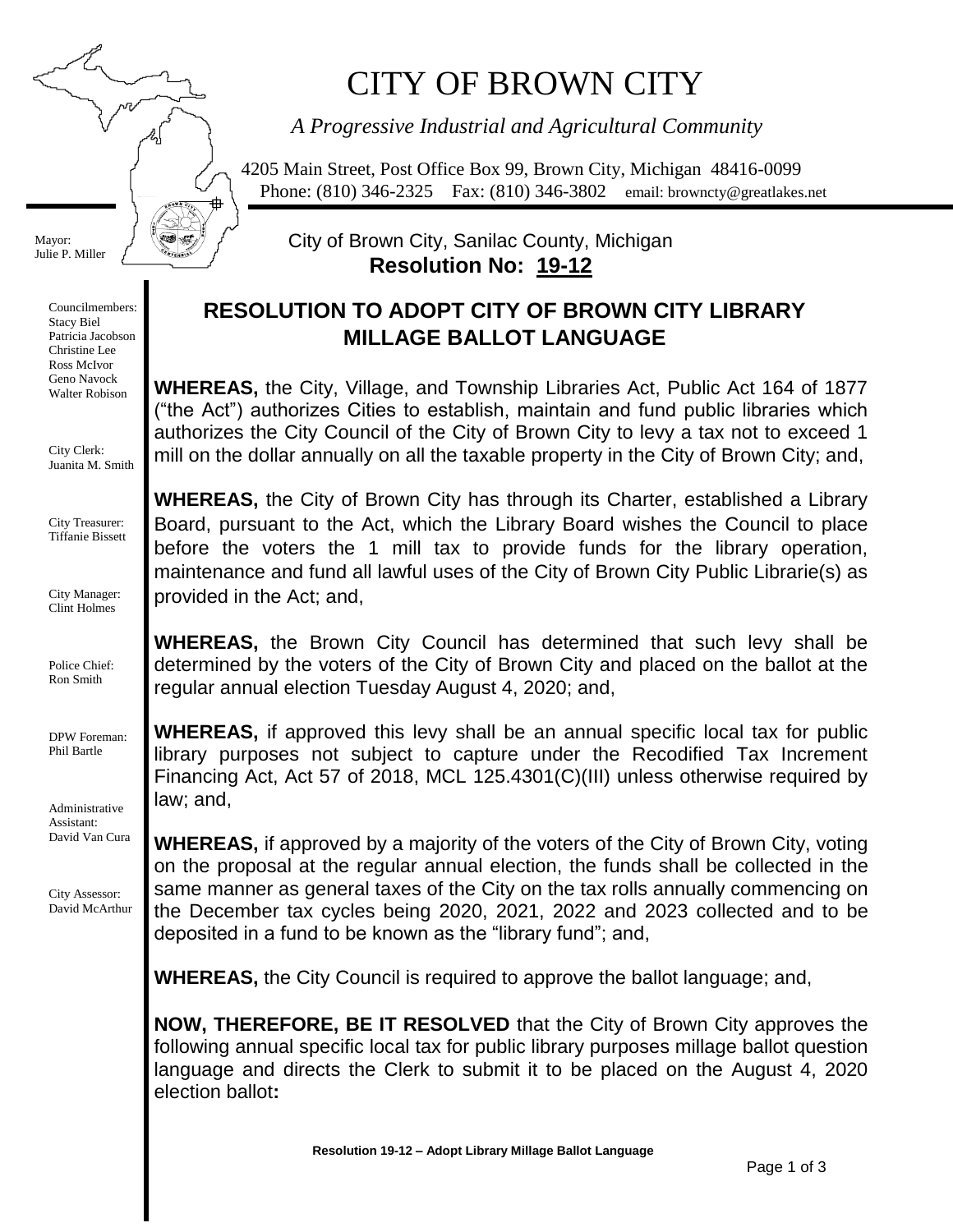# CITY OF BROWN CITY

*A Progressive Industrial and Agricultural Community*

4205 Main Street, Post Office Box 99, Brown City, Michigan 48416-0099
Phone: (810) 346-2325 Fax: (810) 346-3802 email: brownctY@greatlakes.net

Mayor:
Julie P. Miller

Councilmembers:
Stacy Biel
Patricia Jacobson
Christine Lee
Ross McIvor
Geno Navock
Walter Robison

City Clerk:
Juanita M. Smith

City Treasurer:
Tiffanie Bissett

City Manager:
Clint Holmes

Police Chief:
Ron Smith

DPW Foreman:
Phil Bartle

Administrative Assistant:
David Van Cura

City Assessor:
David McArthur

City of Brown City, Sanilac County, Michigan
**Resolution No: 19-12**

## RESOLUTION TO ADOPT CITY OF BROWN CITY LIBRARY MILLAGE BALLOT LANGUAGE

**WHEREAS,** the City, Village, and Township Libraries Act, Public Act 164 of 1877 ("the Act") authorizes Cities to establish, maintain and fund public libraries which authorizes the City Council of the City of Brown City to levy a tax not to exceed 1 mill on the dollar annually on all the taxable property in the City of Brown City; and,

**WHEREAS,** the City of Brown City has through its Charter, established a Library Board, pursuant to the Act, which the Library Board wishes the Council to place before the voters the 1 mill tax to provide funds for the library operation, maintenance and fund all lawful uses of the City of Brown City Public Librarie(s) as provided in the Act; and,

**WHEREAS,** the Brown City Council has determined that such levy shall be determined by the voters of the City of Brown City and placed on the ballot at the regular annual election Tuesday August 4, 2020; and,

**WHEREAS,** if approved this levy shall be an annual specific local tax for public library purposes not subject to capture under the Recodified Tax Increment Financing Act, Act 57 of 2018, MCL 125.4301(C)(III) unless otherwise required by law; and,

**WHEREAS,** if approved by a majority of the voters of the City of Brown City, voting on the proposal at the regular annual election, the funds shall be collected in the same manner as general taxes of the City on the tax rolls annually commencing on the December tax cycles being 2020, 2021, 2022 and 2023 collected and to be deposited in a fund to be known as the "library fund"; and,

**WHEREAS,** the City Council is required to approve the ballot language; and,

**NOW, THEREFORE, BE IT RESOLVED** that the City of Brown City approves the following annual specific local tax for public library purposes millage ballot question language and directs the Clerk to submit it to be placed on the August 4, 2020 election ballot**:**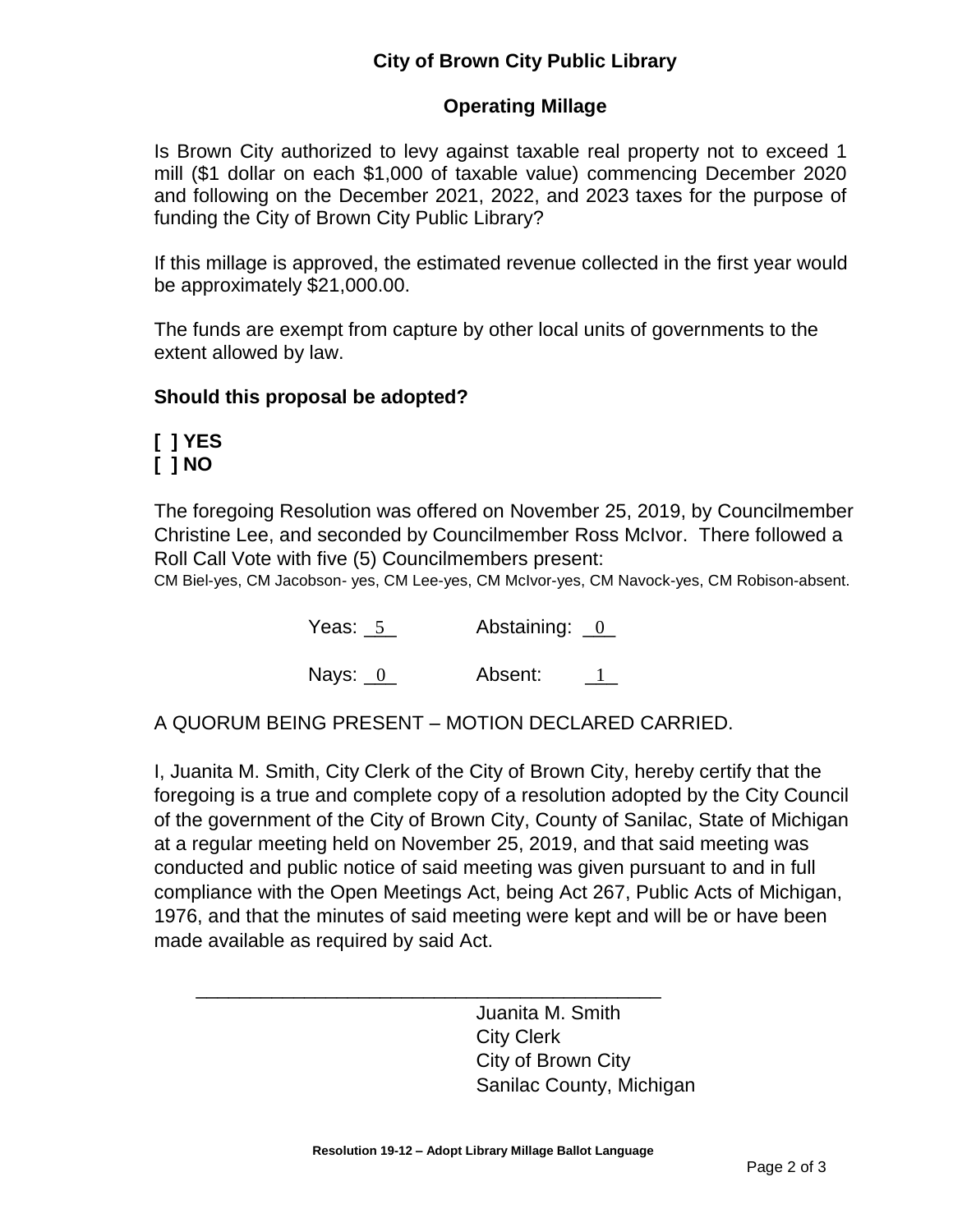**City of Brown City Public Library**

**Operating Millage**

Is Brown City authorized to levy against taxable real property not to exceed 1 mill ($1 dollar on each $1,000 of taxable value) commencing December 2020 and following on the December 2021, 2022, and 2023 taxes for the purpose of funding the City of Brown City Public Library?

If this millage is approved, the estimated revenue collected in the first year would be approximately $21,000.00.

The funds are exempt from capture by other local units of governments to the extent allowed by law.

**Should this proposal be adopted?**

**[ ] YES**
**[ ] NO**

The foregoing Resolution was offered on November 25, 2019, by Councilmember Christine Lee, and seconded by Councilmember Ross McIvor. There followed a Roll Call Vote with five (5) Councilmembers present:
CM Biel-yes, CM Jacobson- yes, CM Lee-yes, CM McIvor-yes, CM Navock-yes, CM Robison-absent.

Yeas: 5 Abstaining: 0

Nays: 0 Absent: 1

A QUORUM BEING PRESENT – MOTION DECLARED CARRIED.

I, Juanita M. Smith, City Clerk of the City of Brown City, hereby certify that the foregoing is a true and complete copy of a resolution adopted by the City Council of the government of the City of Brown City, County of Sanilac, State of Michigan at a regular meeting held on November 25, 2019, and that said meeting was conducted and public notice of said meeting was given pursuant to and in full compliance with the Open Meetings Act, being Act 267, Public Acts of Michigan, 1976, and that the minutes of said meeting were kept and will be or have been made available as required by said Act.

\_\_\_\_\_\_\_\_\_\_\_\_\_\_\_\_\_\_\_\_\_\_\_\_\_\_\_\_\_\_\_\_\_\_\_\_\_\_\_\_\_\_\_\_

Juanita M. Smith
City Clerk
City of Brown City
Sanilac County, Michigan

**Resolution 19-12 – Adopt Library Millage Ballot Language**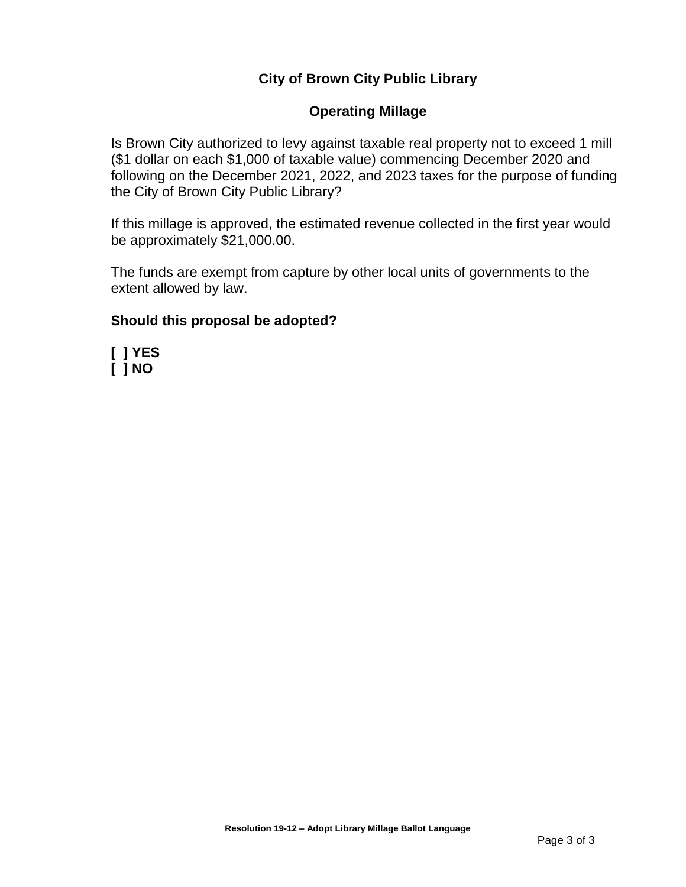## City of Brown City Public Library

## Operating Millage

Is Brown City authorized to levy against taxable real property not to exceed 1 mill ($1 dollar on each $1,000 of taxable value) commencing December 2020 and following on the December 2021, 2022, and 2023 taxes for the purpose of funding the City of Brown City Public Library?

If this millage is approved, the estimated revenue collected in the first year would be approximately $21,000.00.

The funds are exempt from capture by other local units of governments to the extent allowed by law.

**Should this proposal be adopted?**

**[ ] YES**
**[ ] NO**